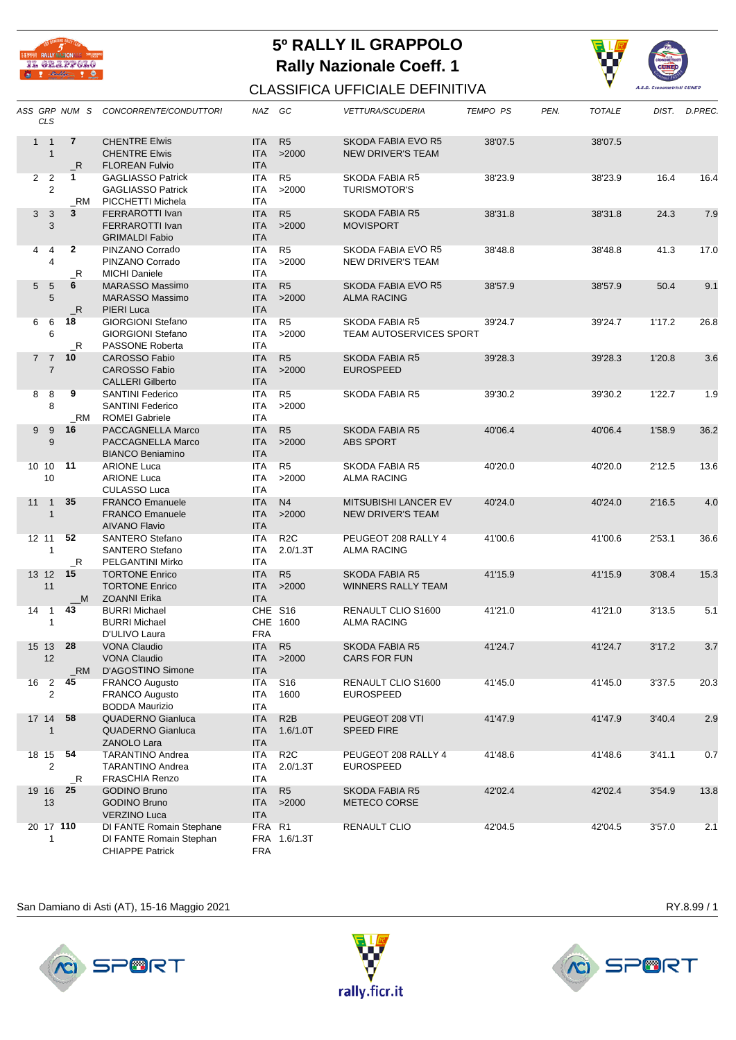# 5º RALLY IL GRAPPOLO

## Rally Nazionale Coeff. 1

### CLASSIFICA UFFICIALE DEFINITIVA

| ASS | GRP CLS | NUM | S | CONCORRENTE/CONDUTTORI | NAZ | GC | VETTURA/SCUDERIA | TEMPO PS | PEN. | TOTALE | DIST. | D.PREC. |
|---|---|---|---|---|---|---|---|---|---|---|---|---|
| 1 | 1<br>1 | 7 | _R | CHENTRE Elwis<br>CHENTRE Elwis<br>FLOREAN Fulvio | ITA<br>ITA<br>ITA | R5<br>>2000 | SKODA FABIA EVO R5<br>NEW DRIVER'S TEAM | 38'07.5 | | 38'07.5 | | |
| 2 | 2<br>2 | 1 | _RM | GAGLIASSO Patrick<br>GAGLIASSO Patrick<br>PICCHETTI Michela | ITA<br>ITA<br>ITA | R5<br>>2000 | SKODA FABIA R5<br>TURISMOTOR'S | 38'23.9 | | 38'23.9 | 16.4 | 16.4 |
| 3 | 3<br>3 | 3 | | FERRAROTTI Ivan<br>FERRAROTTI Ivan<br>GRIMALDI Fabio | ITA<br>ITA<br>ITA | R5<br>>2000 | SKODA FABIA R5<br>MOVISPORT | 38'31.8 | | 38'31.8 | 24.3 | 7.9 |
| 4 | 4<br>4 | 2 | _R | PINZANO Corrado<br>PINZANO Corrado<br>MICHI Daniele | ITA<br>ITA<br>ITA | R5<br>>2000 | SKODA FABIA EVO R5<br>NEW DRIVER'S TEAM | 38'48.8 | | 38'48.8 | 41.3 | 17.0 |
| 5 | 5<br>5 | 6 | _R | MARASSO Massimo<br>MARASSO Massimo<br>PIERI Luca | ITA<br>ITA<br>ITA | R5<br>>2000 | SKODA FABIA EVO R5<br>ALMA RACING | 38'57.9 | | 38'57.9 | 50.4 | 9.1 |
| 6 | 6<br>6 | 18 | _R | GIORGIONI Stefano<br>GIORGIONI Stefano<br>PASSONE Roberta | ITA<br>ITA<br>ITA | R5<br>>2000 | SKODA FABIA R5<br>TEAM AUTOSERVICES SPORT | 39'24.7 | | 39'24.7 | 1'17.2 | 26.8 |
| 7 | 7<br>7 | 10 | | CAROSSO Fabio<br>CAROSSO Fabio<br>CALLERI Gilberto | ITA<br>ITA<br>ITA | R5<br>>2000 | SKODA FABIA R5<br>EUROSPEED | 39'28.3 | | 39'28.3 | 1'20.8 | 3.6 |
| 8 | 8<br>8 | 9 | _RM | SANTINI Federico<br>SANTINI Federico<br>ROMEI Gabriele | ITA<br>ITA<br>ITA | R5<br>>2000 | SKODA FABIA R5 | 39'30.2 | | 39'30.2 | 1'22.7 | 1.9 |
| 9 | 9<br>9 | 16 | | PACCAGNELLA Marco<br>PACCAGNELLA Marco<br>BIANCO Beniamino | ITA<br>ITA<br>ITA | R5<br>>2000 | SKODA FABIA R5<br>ABS SPORT | 40'06.4 | | 40'06.4 | 1'58.9 | 36.2 |
| 10 | 10<br>10 | 11 | | ARIONE Luca<br>ARIONE Luca<br>CULASSO Luca | ITA<br>ITA<br>ITA | R5<br>>2000 | SKODA FABIA R5<br>ALMA RACING | 40'20.0 | | 40'20.0 | 2'12.5 | 13.6 |
| 11 | 1<br>1 | 35 | | FRANCO Emanuele<br>FRANCO Emanuele<br>AIVANO Flavio | ITA<br>ITA<br>ITA | N4<br>>2000 | MITSUBISHI LANCER EV<br>NEW DRIVER'S TEAM | 40'24.0 | | 40'24.0 | 2'16.5 | 4.0 |
| 12 | 11<br>1 | 52 | _R | SANTERO Stefano<br>SANTERO Stefano<br>PELGANTINI Mirko | ITA<br>ITA<br>ITA | R2C<br>2.0/1.3T | PEUGEOT 208 RALLY 4<br>ALMA RACING | 41'00.6 | | 41'00.6 | 2'53.1 | 36.6 |
| 13 | 12<br>11 | 15 | __M | TORTONE Enrico<br>TORTONE Enrico<br>ZOANNI Erika | ITA<br>ITA<br>ITA | R5<br>>2000 | SKODA FABIA R5<br>WINNERS RALLY TEAM | 41'15.9 | | 41'15.9 | 3'08.4 | 15.3 |
| 14 | 1<br>1 | 43 | | BURRI Michael<br>BURRI Michael<br>D'ULIVO Laura | CHE<br>CHE<br>FRA | S16<br>1600 | RENAULT CLIO S1600<br>ALMA RACING | 41'21.0 | | 41'21.0 | 3'13.5 | 5.1 |
| 15 | 13<br>12 | 28 | _RM | VONA Claudio<br>VONA Claudio<br>D'AGOSTINO Simone | ITA<br>ITA<br>ITA | R5<br>>2000 | SKODA FABIA R5<br>CARS FOR FUN | 41'24.7 | | 41'24.7 | 3'17.2 | 3.7 |
| 16 | 2<br>2 | 45 | | FRANCO Augusto<br>FRANCO Augusto<br>BODDA Maurizio | ITA<br>ITA<br>ITA | S16<br>1600 | RENAULT CLIO S1600<br>EUROSPEED | 41'45.0 | | 41'45.0 | 3'37.5 | 20.3 |
| 17 | 14<br>1 | 58 | | QUADERNO Gianluca<br>QUADERNO Gianluca<br>ZANOLO Lara | ITA<br>ITA<br>ITA | R2B<br>1.6/1.0T | PEUGEOT 208 VTI<br>SPEED FIRE | 41'47.9 | | 41'47.9 | 3'40.4 | 2.9 |
| 18 | 15<br>2 | 54 | _R | TARANTINO Andrea<br>TARANTINO Andrea<br>FRASCHIA Renzo | ITA<br>ITA<br>ITA | R2C<br>2.0/1.3T | PEUGEOT 208 RALLY 4<br>EUROSPEED | 41'48.6 | | 41'48.6 | 3'41.1 | 0.7 |
| 19 | 16<br>13 | 25 | | GODINO Bruno<br>GODINO Bruno<br>VERZINO Luca | ITA<br>ITA<br>ITA | R5<br>>2000 | SKODA FABIA R5<br>METECO CORSE | 42'02.4 | | 42'02.4 | 3'54.9 | 13.8 |
| 20 | 17<br>1 | 110 | | DI FANTE Romain Stephane<br>DI FANTE Romain Stephan<br>CHIAPPE Patrick | FRA<br>FRA<br>FRA | R1<br>1.6/1.3T | RENAULT CLIO | 42'04.5 | | 42'04.5 | 3'57.0 | 2.1 |

San Damiano di Asti (AT), 15-16 Maggio 2021

RY.8.99 / 1

rally.ficr.it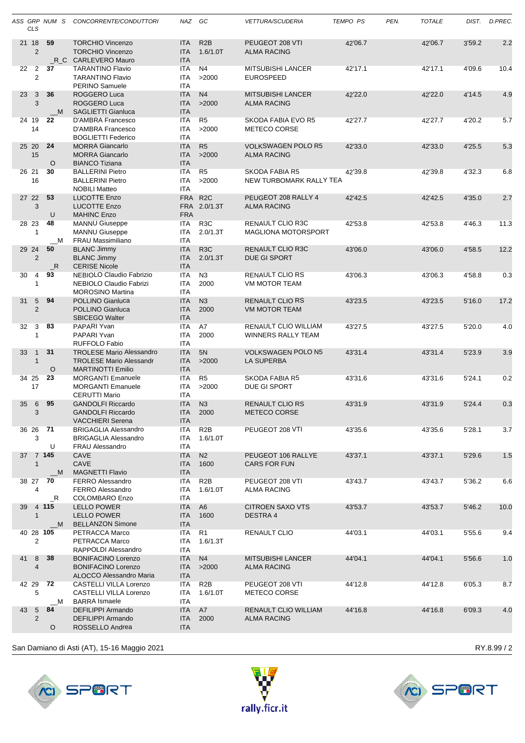| ASS CLS | GRP | NUM | S | CONCORRENTE/CONDUTTORI | NAZ | GC | VETTURA/SCUDERIA | TEMPO PS | PEN. | TOTALE | DIST. | D.PREC. |
|---|---|---|---|---|---|---|---|---|---|---|---|---|
| 21 2 | 18 | 59 | _R_C | TORCHIO Vincenzo<br>TORCHIO Vincenzo<br>CARLEVERO Mauro | ITA<br>ITA<br>ITA | R2B<br>1.6/1.0T | PEUGEOT 208 VTI<br>ALMA RACING | 42'06.7 | | 42'06.7 | 3'59.2 | 2.2 |
| 22 2 | 2 | 37 | | TARANTINO Flavio<br>TARANTINO Flavio<br>PERINO Samuele | ITA<br>ITA<br>ITA | N4<br>>2000 | MITSUBISHI LANCER<br>EUROSPEED | 42'17.1 | | 42'17.1 | 4'09.6 | 10.4 |
| 23 3 | 3 | 36 | __M | ROGGERO Luca<br>ROGGERO Luca<br>SAGLIETTI Gianluca | ITA<br>ITA<br>ITA | N4<br>>2000 | MITSUBISHI LANCER<br>ALMA RACING | 42'22.0 | | 42'22.0 | 4'14.5 | 4.9 |
| 24 14 | 19 | 22 | | D'AMBRA Francesco<br>D'AMBRA Francesco<br>BOGLIETTI Federico | ITA<br>ITA<br>ITA | R5<br>>2000 | SKODA FABIA EVO R5<br>METECO CORSE | 42'27.7 | | 42'27.7 | 4'20.2 | 5.7 |
| 25 15 | 20 | 24 | O | MORRA Giancarlo<br>MORRA Giancarlo<br>BIANCO Tiziana | ITA<br>ITA<br>ITA | R5<br>>2000 | VOLKSWAGEN POLO R5<br>ALMA RACING | 42'33.0 | | 42'33.0 | 4'25.5 | 5.3 |
| 26 16 | 21 | 30 | | BALLERINI Pietro<br>BALLERINI Pietro<br>NOBILI Matteo | ITA<br>ITA<br>ITA | R5<br>>2000 | SKODA FABIA R5<br>NEW TURBOMARK RALLY TEA | 42'39.8 | | 42'39.8 | 4'32.3 | 6.8 |
| 27 3 | 22 | 53 | U | LUCOTTE Enzo<br>LUCOTTE Enzo<br>MAHINC Enzo | FRA<br>FRA<br>FRA | R2C<br>2.0/1.3T | PEUGEOT 208 RALLY 4<br>ALMA RACING | 42'42.5 | | 42'42.5 | 4'35.0 | 2.7 |
| 28 1 | 23 | 48 | __M | MANNU Giuseppe<br>MANNU Giuseppe<br>FRAU Massimiliano | ITA<br>ITA<br>ITA | R3C<br>2.0/1.3T | RENAULT CLIO R3C<br>MAGLIONA MOTORSPORT | 42'53.8 | | 42'53.8 | 4'46.3 | 11.3 |
| 29 2 | 24 | 50 | _R | BLANC Jimmy<br>BLANC Jimmy<br>CERISE Nicole | ITA<br>ITA<br>ITA | R3C<br>2.0/1.3T | RENAULT CLIO R3C<br>DUE GI SPORT | 43'06.0 | | 43'06.0 | 4'58.5 | 12.2 |
| 30 1 | 4 | 93 | | NEBIOLO Claudio Fabrizio<br>NEBIOLO Claudio Fabrizi<br>MOROSINO Martina | ITA<br>ITA<br>ITA | N3<br>2000 | RENAULT CLIO RS<br>VM MOTOR TEAM | 43'06.3 | | 43'06.3 | 4'58.8 | 0.3 |
| 31 2 | 5 | 94 | | POLLINO Gianluca<br>POLLINO Gianluca<br>SBICEGO Walter | ITA<br>ITA<br>ITA | N3<br>2000 | RENAULT CLIO RS<br>VM MOTOR TEAM | 43'23.5 | | 43'23.5 | 5'16.0 | 17.2 |
| 32 1 | 3 | 83 | | PAPARI Yvan<br>PAPARI Yvan<br>RUFFOLO Fabio | ITA<br>ITA<br>ITA | A7<br>2000 | RENAULT CLIO WILLIAM<br>WINNERS RALLY TEAM | 43'27.5 | | 43'27.5 | 5'20.0 | 4.0 |
| 33 1 | 1 | 31 | O | TROLESE Mario Alessandro<br>TROLESE Mario Alessandr<br>MARTINOTTI Emilio | ITA<br>ITA<br>ITA | 5N<br>>2000 | VOLKSWAGEN POLO N5<br>LA SUPERBA | 43'31.4 | | 43'31.4 | 5'23.9 | 3.9 |
| 34 17 | 25 | 23 | | MORGANTI Emanuele<br>MORGANTI Emanuele<br>CERUTTI Mario | ITA<br>ITA<br>ITA | R5<br>>2000 | SKODA FABIA R5<br>DUE GI SPORT | 43'31.6 | | 43'31.6 | 5'24.1 | 0.2 |
| 35 3 | 6 | 95 | | GANDOLFI Riccardo<br>GANDOLFI Riccardo<br>VACCHIERI Serena | ITA<br>ITA<br>ITA | N3<br>2000 | RENAULT CLIO RS<br>METECO CORSE | 43'31.9 | | 43'31.9 | 5'24.4 | 0.3 |
| 36 3 | 26 | 71 | U | BRIGAGLIA Alessandro<br>BRIGAGLIA Alessandro<br>FRAU Alessandro | ITA<br>ITA<br>ITA | R2B<br>1.6/1.0T | PEUGEOT 208 VTI | 43'35.6 | | 43'35.6 | 5'28.1 | 3.7 |
| 37 1 | 7 | 145 | __M | CAVE<br>CAVE<br>MAGNETTI Flavio | ITA<br>ITA<br>ITA | N2<br>1600 | PEUGEOT 106 RALLYE<br>CARS FOR FUN | 43'37.1 | | 43'37.1 | 5'29.6 | 1.5 |
| 38 4 | 27 | 70 | _R | FERRO Alessandro<br>FERRO Alessandro<br>COLOMBARO Enzo | ITA<br>ITA<br>ITA | R2B<br>1.6/1.0T | PEUGEOT 208 VTI<br>ALMA RACING | 43'43.7 | | 43'43.7 | 5'36.2 | 6.6 |
| 39 1 | 4 | 115 | __M | LELLO POWER<br>LELLO POWER<br>BELLANZON Simone | ITA<br>ITA<br>ITA | A6<br>1600 | CITROEN SAXO VTS<br>DESTRA 4 | 43'53.7 | | 43'53.7 | 5'46.2 | 10.0 |
| 40 2 | 28 | 105 | | PETRACCA Marco<br>PETRACCA Marco<br>RAPPOLDI Alessandro | ITA<br>ITA<br>ITA | R1<br>1.6/1.3T | RENAULT CLIO | 44'03.1 | | 44'03.1 | 5'55.6 | 9.4 |
| 41 4 | 8 | 38 | | BONIFACINO Lorenzo<br>BONIFACINO Lorenzo<br>ALOCCO Alessandro Maria | ITA<br>ITA<br>ITA | N4<br>>2000 | MITSUBISHI LANCER<br>ALMA RACING | 44'04.1 | | 44'04.1 | 5'56.6 | 1.0 |
| 42 5 | 29 | 72 | __M | CASTELLI VILLA Lorenzo<br>CASTELLI VILLA Lorenzo<br>BARRA Ismaele | ITA<br>ITA<br>ITA | R2B<br>1.6/1.0T | PEUGEOT 208 VTI<br>METECO CORSE | 44'12.8 | | 44'12.8 | 6'05.3 | 8.7 |
| 43 2 | 5 | 84 | O | DEFILIPPI Armando<br>DEFILIPPI Armando<br>ROSSELLO Andrea | ITA<br>ITA<br>ITA | A7<br>2000 | RENAULT CLIO WILLIAM<br>ALMA RACING | 44'16.8 | | 44'16.8 | 6'09.3 | 4.0 |

San Damiano di Asti (AT), 15-16 Maggio 2021

RY.8.99 / 2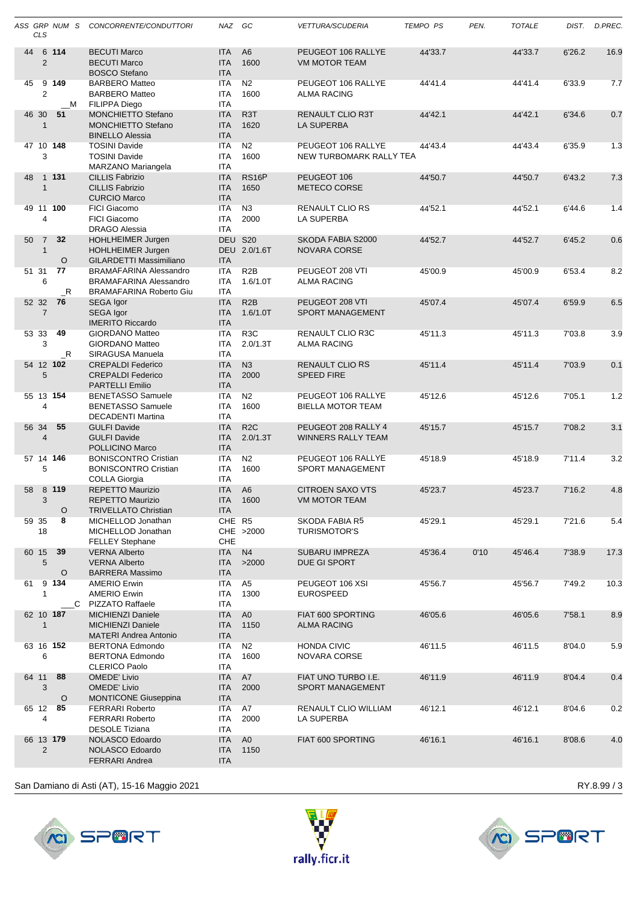| ASS CLS | GRP | NUM | S | CONCORRENTE/CONDUTTORI | NAZ | GC | VETTURA/SCUDERIA | TEMPO PS | PEN. | TOTALE | DIST. | D.PREC. |
|---|---|---|---|---|---|---|---|---|---|---|---|---|
| 44 2 | 6 | 114 | | BECUTI Marco<br>BECUTI Marco<br>BOSCO Stefano | ITA<br>ITA<br>ITA | A6<br>1600 | PEUGEOT 106 RALLYE<br>VM MOTOR TEAM | 44'33.7 | | 44'33.7 | 6'26.2 | 16.9 |
| 45 2 | 9 | 149 | __M | BARBERO Matteo<br>BARBERO Matteo<br>FILIPPA Diego | ITA<br>ITA<br>ITA | N2<br>1600 | PEUGEOT 106 RALLYE<br>ALMA RACING | 44'41.4 | | 44'41.4 | 6'33.9 | 7.7 |
| 46 1 | 30 | 51 | | MONCHIETTO Stefano<br>MONCHIETTO Stefano<br>BINELLO Alessia | ITA<br>ITA<br>ITA | R3T<br>1620 | RENAULT CLIO R3T<br>LA SUPERBA | 44'42.1 | | 44'42.1 | 6'34.6 | 0.7 |
| 47 3 | 10 | 148 | | TOSINI Davide<br>TOSINI Davide<br>MARZANO Mariangela | ITA<br>ITA<br>ITA | N2<br>1600 | PEUGEOT 106 RALLYE<br>NEW TURBOMARK RALLY TEA | 44'43.4 | | 44'43.4 | 6'35.9 | 1.3 |
| 48 1 | 1 | 131 | | CILLIS Fabrizio<br>CILLIS Fabrizio<br>CURCIO Marco | ITA<br>ITA<br>ITA | RS16P<br>1650 | PEUGEOT 106<br>METECO CORSE | 44'50.7 | | 44'50.7 | 6'43.2 | 7.3 |
| 49 4 | 11 | 100 | | FICI Giacomo<br>FICI Giacomo<br>DRAGO Alessia | ITA<br>ITA<br>ITA | N3<br>2000 | RENAULT CLIO RS<br>LA SUPERBA | 44'52.1 | | 44'52.1 | 6'44.6 | 1.4 |
| 50 1 | 7 | 32 | O | HOHLHEIMER Jurgen<br>HOHLHEIMER Jurgen<br>GILARDETTI Massimiliano | DEU<br>DEU<br>ITA | S20<br>2.0/1.6T | SKODA FABIA S2000<br>NOVARA CORSE | 44'52.7 | | 44'52.7 | 6'45.2 | 0.6 |
| 51 6 | 31 | 77 | _R | BRAMAFARINA Alessandro<br>BRAMAFARINA Alessandro<br>BRAMAFARINA Roberto Giu | ITA<br>ITA<br>ITA | R2B<br>1.6/1.0T | PEUGEOT 208 VTI<br>ALMA RACING | 45'00.9 | | 45'00.9 | 6'53.4 | 8.2 |
| 52 7 | 32 | 76 | | SEGA Igor<br>SEGA Igor<br>IMERITO Riccardo | ITA<br>ITA<br>ITA | R2B<br>1.6/1.0T | PEUGEOT 208 VTI<br>SPORT MANAGEMENT | 45'07.4 | | 45'07.4 | 6'59.9 | 6.5 |
| 53 3 | 33 | 49 | _R | GIORDANO Matteo<br>GIORDANO Matteo<br>SIRAGUSA Manuela | ITA<br>ITA<br>ITA | R3C<br>2.0/1.3T | RENAULT CLIO R3C<br>ALMA RACING | 45'11.3 | | 45'11.3 | 7'03.8 | 3.9 |
| 54 5 | 12 | 102 | | CREPALDI Federico<br>CREPALDI Federico<br>PARTELLI Emilio | ITA<br>ITA<br>ITA | N3<br>2000 | RENAULT CLIO RS<br>SPEED FIRE | 45'11.4 | | 45'11.4 | 7'03.9 | 0.1 |
| 55 4 | 13 | 154 | | BENETASSO Samuele<br>BENETASSO Samuele<br>DECADENTI Martina | ITA<br>ITA<br>ITA | N2<br>1600 | PEUGEOT 106 RALLYE<br>BIELLA MOTOR TEAM | 45'12.6 | | 45'12.6 | 7'05.1 | 1.2 |
| 56 4 | 34 | 55 | | GULFI Davide<br>GULFI Davide<br>POLLICINO Marco | ITA<br>ITA<br>ITA | R2C<br>2.0/1.3T | PEUGEOT 208 RALLY 4<br>WINNERS RALLY TEAM | 45'15.7 | | 45'15.7 | 7'08.2 | 3.1 |
| 57 5 | 14 | 146 | | BONISCONTRO Cristian<br>BONISCONTRO Cristian<br>COLLA Giorgia | ITA<br>ITA<br>ITA | N2<br>1600 | PEUGEOT 106 RALLYE<br>SPORT MANAGEMENT | 45'18.9 | | 45'18.9 | 7'11.4 | 3.2 |
| 58 3 | 8 | 119 | O | REPETTO Maurizio<br>REPETTO Maurizio<br>TRIVELLATO Christian | ITA<br>ITA<br>ITA | A6<br>1600 | CITROEN SAXO VTS<br>VM MOTOR TEAM | 45'23.7 | | 45'23.7 | 7'16.2 | 4.8 |
| 59 18 | 35 | 8 | | MICHELLOD Jonathan<br>MICHELLOD Jonathan<br>FELLEY Stephane | CHE<br>CHE<br>CHE | R5<br>>2000 | SKODA FABIA R5<br>TURISMOTOR'S | 45'29.1 | | 45'29.1 | 7'21.6 | 5.4 |
| 60 5 | 15 | 39 | O | VERNA Alberto<br>VERNA Alberto<br>BARRERA Massimo | ITA<br>ITA<br>ITA | N4<br>>2000 | SUBARU IMPREZA<br>DUE GI SPORT | 45'36.4 | 0'10 | 45'46.4 | 7'38.9 | 17.3 |
| 61 1 | 9 | 134 | ___C | AMERIO Erwin<br>AMERIO Erwin<br>PIZZATO Raffaele | ITA<br>ITA<br>ITA | A5<br>1300 | PEUGEOT 106 XSI<br>EUROSPEED | 45'56.7 | | 45'56.7 | 7'49.2 | 10.3 |
| 62 1 | 10 | 187 | | MICHIENZI Daniele<br>MICHIENZI Daniele<br>MATERI Andrea Antonio | ITA<br>ITA<br>ITA | A0<br>1150 | FIAT 600 SPORTING<br>ALMA RACING | 46'05.6 | | 46'05.6 | 7'58.1 | 8.9 |
| 63 6 | 16 | 152 | | BERTONA Edmondo<br>BERTONA Edmondo<br>CLERICO Paolo | ITA<br>ITA<br>ITA | N2<br>1600 | HONDA CIVIC<br>NOVARA CORSE | 46'11.5 | | 46'11.5 | 8'04.0 | 5.9 |
| 64 3 | 11 | 88 | O | OMEDE' Livio<br>OMEDE' Livio<br>MONTICONE Giuseppina | ITA<br>ITA<br>ITA | A7<br>2000 | FIAT UNO TURBO I.E.<br>SPORT MANAGEMENT | 46'11.9 | | 46'11.9 | 8'04.4 | 0.4 |
| 65 4 | 12 | 85 | | FERRARI Roberto<br>FERRARI Roberto<br>DESOLE Tiziana | ITA<br>ITA<br>ITA | A7<br>2000 | RENAULT CLIO WILLIAM<br>LA SUPERBA | 46'12.1 | | 46'12.1 | 8'04.6 | 0.2 |
| 66 2 | 13 | 179 | | NOLASCO Edoardo<br>NOLASCO Edoardo<br>FERRARI Andrea | ITA<br>ITA<br>ITA | A0<br>1150 | FIAT 600 SPORTING | 46'16.1 | | 46'16.1 | 8'08.6 | 4.0 |

San Damiano di Asti (AT), 15-16 Maggio 2021

RY.8.99 / 3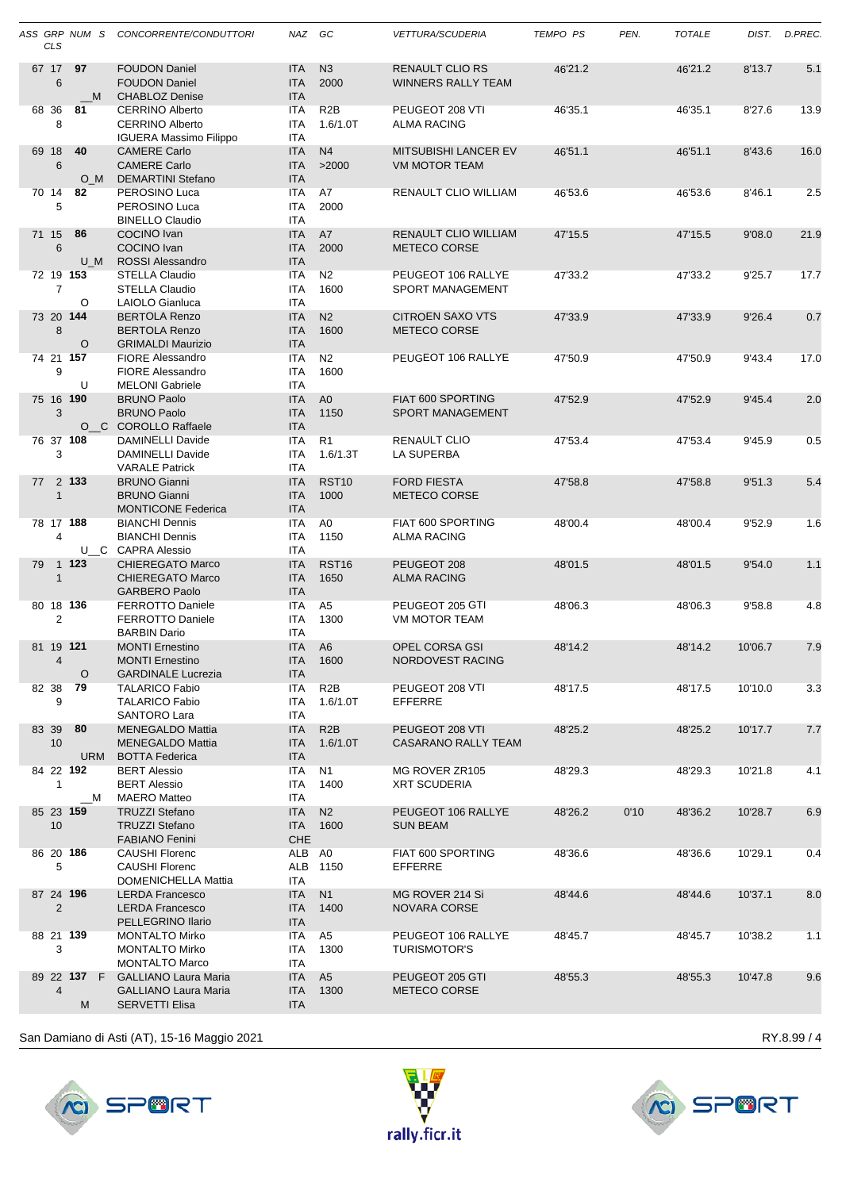| ASS CLS | GRP | NUM | S | CONCORRENTE/CONDUTTORI | NAZ | GC | VETTURA/SCUDERIA | TEMPO PS | PEN. | TOTALE | DIST. | D.PREC. |
|---|---|---|---|---|---|---|---|---|---|---|---|---|
| 67 6 | 17 | 97 | __M | FOUDON Daniel / FOUDON Daniel / CHABLOZ Denise | ITA / ITA / ITA | N3 2000 | RENAULT CLIO RS / WINNERS RALLY TEAM | 46'21.2 | | 46'21.2 | 8'13.7 | 5.1 |
| 68 8 | 36 | 81 | | CERRINO Alberto / CERRINO Alberto / IGUERA Massimo Filippo | ITA / ITA / ITA | R2B 1.6/1.0T | PEUGEOT 208 VTI / ALMA RACING | 46'35.1 | | 46'35.1 | 8'27.6 | 13.9 |
| 69 6 | 18 | 40 | O_M | CAMERE Carlo / CAMERE Carlo / DEMARTINI Stefano | ITA / ITA / ITA | N4 >2000 | MITSUBISHI LANCER EV / VM MOTOR TEAM | 46'51.1 | | 46'51.1 | 8'43.6 | 16.0 |
| 70 5 | 14 | 82 | | PEROSINO Luca / PEROSINO Luca / BINELLO Claudio | ITA / ITA / ITA | A7 2000 | RENAULT CLIO WILLIAM | 46'53.6 | | 46'53.6 | 8'46.1 | 2.5 |
| 71 6 | 15 | 86 | U_M | COCINO Ivan / COCINO Ivan / ROSSI Alessandro | ITA / ITA / ITA | A7 2000 | RENAULT CLIO WILLIAM / METECO CORSE | 47'15.5 | | 47'15.5 | 9'08.0 | 21.9 |
| 72 7 | 19 | 153 | O | STELLA Claudio / STELLA Claudio / LAIOLO Gianluca | ITA / ITA / ITA | N2 1600 | PEUGEOT 106 RALLYE / SPORT MANAGEMENT | 47'33.2 | | 47'33.2 | 9'25.7 | 17.7 |
| 73 8 | 20 | 144 | O | BERTOLA Renzo / BERTOLA Renzo / GRIMALDI Maurizio | ITA / ITA / ITA | N2 1600 | CITROEN SAXO VTS / METECO CORSE | 47'33.9 | | 47'33.9 | 9'26.4 | 0.7 |
| 74 9 | 21 | 157 | U | FIORE Alessandro / FIORE Alessandro / MELONI Gabriele | ITA / ITA / ITA | N2 1600 | PEUGEOT 106 RALLYE | 47'50.9 | | 47'50.9 | 9'43.4 | 17.0 |
| 75 3 | 16 | 190 | O__C | BRUNO Paolo / BRUNO Paolo / COROLLO Raffaele | ITA / ITA / ITA | A0 1150 | FIAT 600 SPORTING / SPORT MANAGEMENT | 47'52.9 | | 47'52.9 | 9'45.4 | 2.0 |
| 76 3 | 37 | 108 | | DAMINELLI Davide / DAMINELLI Davide / VARALE Patrick | ITA / ITA / ITA | R1 1.6/1.3T | RENAULT CLIO / LA SUPERBA | 47'53.4 | | 47'53.4 | 9'45.9 | 0.5 |
| 77 1 | 2 | 133 | | BRUNO Gianni / BRUNO Gianni / MONTICONE Federica | ITA / ITA / ITA | RST10 1000 | FORD FIESTA / METECO CORSE | 47'58.8 | | 47'58.8 | 9'51.3 | 5.4 |
| 78 4 | 17 | 188 | U__C | BIANCHI Dennis / BIANCHI Dennis / CAPRA Alessio | ITA / ITA / ITA | A0 1150 | FIAT 600 SPORTING / ALMA RACING | 48'00.4 | | 48'00.4 | 9'52.9 | 1.6 |
| 79 1 | 1 | 123 | | CHIEREGATO Marco / CHIEREGATO Marco / GARBERO Paolo | ITA / ITA / ITA | RST16 1650 | PEUGEOT 208 / ALMA RACING | 48'01.5 | | 48'01.5 | 9'54.0 | 1.1 |
| 80 2 | 18 | 136 | | FERROTTO Daniele / FERROTTO Daniele / BARBIN Dario | ITA / ITA / ITA | A5 1300 | PEUGEOT 205 GTI / VM MOTOR TEAM | 48'06.3 | | 48'06.3 | 9'58.8 | 4.8 |
| 81 4 | 19 | 121 | O | MONTI Ernestino / MONTI Ernestino / GARDINALE Lucrezia | ITA / ITA / ITA | A6 1600 | OPEL CORSA GSI / NORDOVEST RACING | 48'14.2 | | 48'14.2 | 10'06.7 | 7.9 |
| 82 9 | 38 | 79 | | TALARICO Fabio / TALARICO Fabio / SANTORO Lara | ITA / ITA / ITA | R2B 1.6/1.0T | PEUGEOT 208 VTI / EFFERRE | 48'17.5 | | 48'17.5 | 10'10.0 | 3.3 |
| 83 10 | 39 | 80 | URM | MENEGALDO Mattia / MENEGALDO Mattia / BOTTA Federica | ITA / ITA / ITA | R2B 1.6/1.0T | PEUGEOT 208 VTI / CASARANO RALLY TEAM | 48'25.2 | | 48'25.2 | 10'17.7 | 7.7 |
| 84 1 | 22 | 192 | __M | BERT Alessio / BERT Alessio / MAERO Matteo | ITA / ITA / ITA | N1 1400 | MG ROVER ZR105 / XRT SCUDERIA | 48'29.3 | | 48'29.3 | 10'21.8 | 4.1 |
| 85 10 | 23 | 159 | | TRUZZI Stefano / TRUZZI Stefano / FABIANO Fenini | ITA / ITA / CHE | N2 1600 | PEUGEOT 106 RALLYE / SUN BEAM | 48'26.2 | 0'10 | 48'36.2 | 10'28.7 | 6.9 |
| 86 5 | 20 | 186 | | CAUSHI Florenc / CAUSHI Florenc / DOMENICHELLA Mattia | ALB / ALB / ITA | A0 1150 | FIAT 600 SPORTING / EFFERRE | 48'36.6 | | 48'36.6 | 10'29.1 | 0.4 |
| 87 2 | 24 | 196 | | LERDA Francesco / LERDA Francesco / PELLEGRINO Ilario | ITA / ITA / ITA | N1 1400 | MG ROVER 214 Si / NOVARA CORSE | 48'44.6 | | 48'44.6 | 10'37.1 | 8.0 |
| 88 3 | 21 | 139 | | MONTALTO Mirko / MONTALTO Mirko / MONTALTO Marco | ITA / ITA / ITA | A5 1300 | PEUGEOT 106 RALLYE / TURISMOTOR'S | 48'45.7 | | 48'45.7 | 10'38.2 | 1.1 |
| 89 4 | 22 | 137 | F M | GALLIANO Laura Maria / GALLIANO Laura Maria / SERVETTI Elisa | ITA / ITA / ITA | A5 1300 | PEUGEOT 205 GTI / METECO CORSE | 48'55.3 | | 48'55.3 | 10'47.8 | 9.6 |

San Damiano di Asti (AT), 15-16 Maggio 2021

RY.8.99 / 4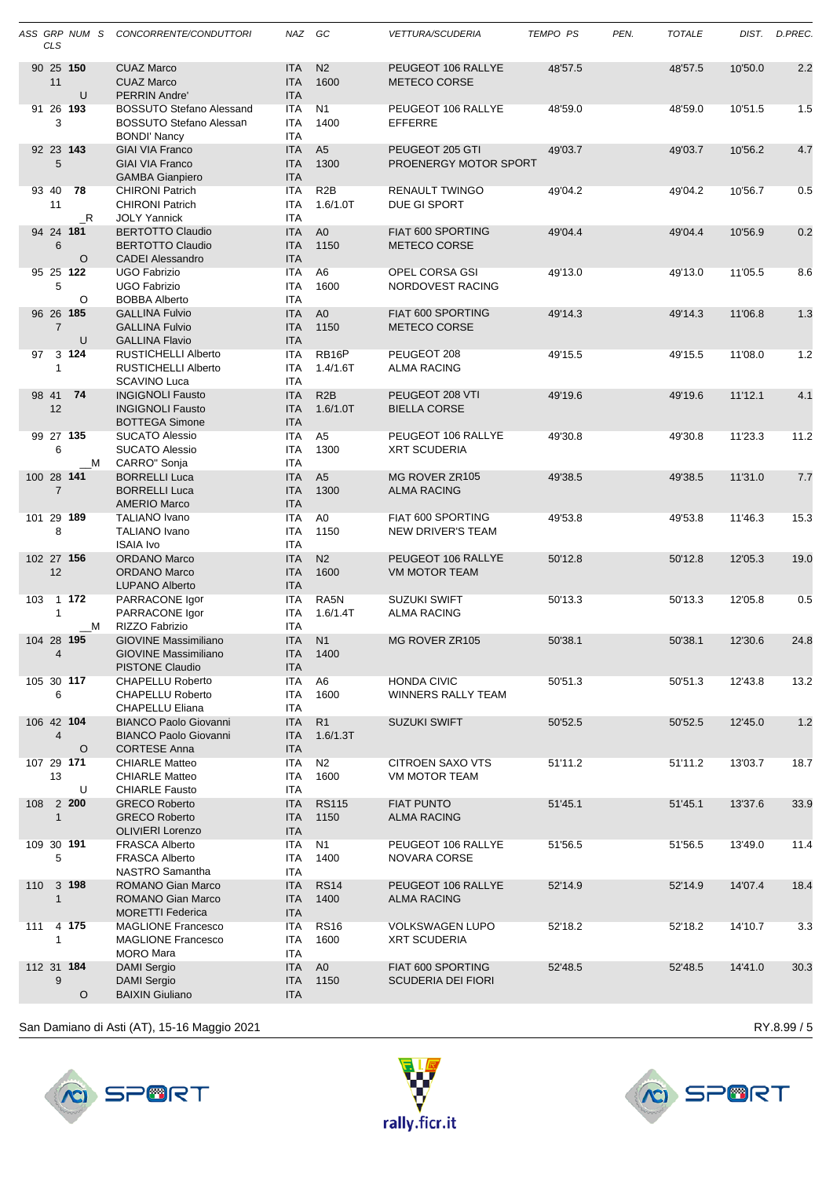| ASS CLS | GRP | NUM | S | CONCORRENTE/CONDUTTORI | NAZ | GC | VETTURA/SCUDERIA | TEMPO PS | PEN. | TOTALE | DIST. | D.PREC. |
|---|---|---|---|---|---|---|---|---|---|---|---|---|
| 90 11 | 25 | 150 | U | CUAZ Marco<br>CUAZ Marco<br>PERRIN Andre' | ITA<br>ITA<br>ITA | N2<br>1600 | PEUGEOT 106 RALLYE<br>METECO CORSE | 48'57.5 | | 48'57.5 | 10'50.0 | 2.2 |
| 91 3 | 26 | 193 | | BOSSUTO Stefano Alessand<br>BOSSUTO Stefano Alessan<br>BONDI' Nancy | ITA<br>ITA<br>ITA | N1<br>1400 | PEUGEOT 106 RALLYE<br>EFFERRE | 48'59.0 | | 48'59.0 | 10'51.5 | 1.5 |
| 92 5 | 23 | 143 | | GIAI VIA Franco<br>GIAI VIA Franco<br>GAMBA Gianpiero | ITA<br>ITA<br>ITA | A5<br>1300 | PEUGEOT 205 GTI<br>PROENERGY MOTOR SPORT | 49'03.7 | | 49'03.7 | 10'56.2 | 4.7 |
| 93 11 | 40 | 78 | _R | CHIRONI Patrich<br>CHIRONI Patrich<br>JOLY Yannick | ITA<br>ITA<br>ITA | R2B<br>1.6/1.0T | RENAULT TWINGO<br>DUE GI SPORT | 49'04.2 | | 49'04.2 | 10'56.7 | 0.5 |
| 94 6 | 24 | 181 | O | BERTOTTO Claudio<br>BERTOTTO Claudio<br>CADEI Alessandro | ITA<br>ITA<br>ITA | A0<br>1150 | FIAT 600 SPORTING<br>METECO CORSE | 49'04.4 | | 49'04.4 | 10'56.9 | 0.2 |
| 95 5 | 25 | 122 | O | UGO Fabrizio<br>UGO Fabrizio<br>BOBBA Alberto | ITA<br>ITA<br>ITA | A6<br>1600 | OPEL CORSA GSI<br>NORDOVEST RACING | 49'13.0 | | 49'13.0 | 11'05.5 | 8.6 |
| 96 7 | 26 | 185 | U | GALLINA Fulvio<br>GALLINA Fulvio<br>GALLINA Flavio | ITA<br>ITA<br>ITA | A0<br>1150 | FIAT 600 SPORTING<br>METECO CORSE | 49'14.3 | | 49'14.3 | 11'06.8 | 1.3 |
| 97 1 | 3 | 124 | | RUSTICHELLI Alberto<br>RUSTICHELLI Alberto<br>SCAVINO Luca | ITA<br>ITA<br>ITA | RB16P<br>1.4/1.6T | PEUGEOT 208<br>ALMA RACING | 49'15.5 | | 49'15.5 | 11'08.0 | 1.2 |
| 98 12 | 41 | 74 | | INGIGNOLI Fausto<br>INGIGNOLI Fausto<br>BOTTEGA Simone | ITA<br>ITA<br>ITA | R2B<br>1.6/1.0T | PEUGEOT 208 VTI<br>BIELLA CORSE | 49'19.6 | | 49'19.6 | 11'12.1 | 4.1 |
| 99 6 | 27 | 135 | __M | SUCATO Alessio<br>SUCATO Alessio<br>CARRO" Sonja | ITA<br>ITA<br>ITA | A5<br>1300 | PEUGEOT 106 RALLYE<br>XRT SCUDERIA | 49'30.8 | | 49'30.8 | 11'23.3 | 11.2 |
| 100 7 | 28 | 141 | | BORRELLI Luca<br>BORRELLI Luca<br>AMERIO Marco | ITA<br>ITA<br>ITA | A5<br>1300 | MG ROVER ZR105<br>ALMA RACING | 49'38.5 | | 49'38.5 | 11'31.0 | 7.7 |
| 101 8 | 29 | 189 | | TALIANO Ivano<br>TALIANO Ivano<br>ISAIA Ivo | ITA<br>ITA<br>ITA | A0<br>1150 | FIAT 600 SPORTING<br>NEW DRIVER'S TEAM | 49'53.8 | | 49'53.8 | 11'46.3 | 15.3 |
| 102 12 | 27 | 156 | | ORDANO Marco<br>ORDANO Marco<br>LUPANO Alberto | ITA<br>ITA<br>ITA | N2<br>1600 | PEUGEOT 106 RALLYE<br>VM MOTOR TEAM | 50'12.8 | | 50'12.8 | 12'05.3 | 19.0 |
| 103 1 | 1 | 172 | __M | PARRACONE Igor<br>PARRACONE Igor<br>RIZZO Fabrizio | ITA<br>ITA<br>ITA | RA5N<br>1.6/1.4T | SUZUKI SWIFT<br>ALMA RACING | 50'13.3 | | 50'13.3 | 12'05.8 | 0.5 |
| 104 4 | 28 | 195 | | GIOVINE Massimiliano<br>GIOVINE Massimiliano<br>PISTONE Claudio | ITA<br>ITA<br>ITA | N1<br>1400 | MG ROVER ZR105 | 50'38.1 | | 50'38.1 | 12'30.6 | 24.8 |
| 105 6 | 30 | 117 | | CHAPELLU Roberto<br>CHAPELLU Roberto<br>CHAPELLU Eliana | ITA<br>ITA<br>ITA | A6<br>1600 | HONDA CIVIC<br>WINNERS RALLY TEAM | 50'51.3 | | 50'51.3 | 12'43.8 | 13.2 |
| 106 4 | 42 | 104 | O | BIANCO Paolo Giovanni<br>BIANCO Paolo Giovanni<br>CORTESE Anna | ITA<br>ITA<br>ITA | R1<br>1.6/1.3T | SUZUKI SWIFT | 50'52.5 | | 50'52.5 | 12'45.0 | 1.2 |
| 107 13 | 29 | 171 | U | CHIARLE Matteo<br>CHIARLE Matteo<br>CHIARLE Fausto | ITA<br>ITA<br>ITA | N2<br>1600 | CITROEN SAXO VTS<br>VM MOTOR TEAM | 51'11.2 | | 51'11.2 | 13'03.7 | 18.7 |
| 108 1 | 2 | 200 | | GRECO Roberto<br>GRECO Roberto<br>OLIVIERI Lorenzo | ITA<br>ITA<br>ITA | RS115<br>1150 | FIAT PUNTO<br>ALMA RACING | 51'45.1 | | 51'45.1 | 13'37.6 | 33.9 |
| 109 5 | 30 | 191 | | FRASCA Alberto<br>FRASCA Alberto<br>NASTRO Samantha | ITA<br>ITA<br>ITA | N1<br>1400 | PEUGEOT 106 RALLYE<br>NOVARA CORSE | 51'56.5 | | 51'56.5 | 13'49.0 | 11.4 |
| 110 1 | 3 | 198 | | ROMANO Gian Marco<br>ROMANO Gian Marco<br>MORETTI Federica | ITA<br>ITA<br>ITA | RS14<br>1400 | PEUGEOT 106 RALLYE<br>ALMA RACING | 52'14.9 | | 52'14.9 | 14'07.4 | 18.4 |
| 111 1 | 4 | 175 | | MAGLIONE Francesco<br>MAGLIONE Francesco<br>MORO Mara | ITA<br>ITA<br>ITA | RS16<br>1600 | VOLKSWAGEN LUPO<br>XRT SCUDERIA | 52'18.2 | | 52'18.2 | 14'10.7 | 3.3 |
| 112 9 | 31 | 184 | O | DAMI Sergio<br>DAMI Sergio<br>BAIXIN Giuliano | ITA<br>ITA<br>ITA | A0<br>1150 | FIAT 600 SPORTING<br>SCUDERIA DEI FIORI | 52'48.5 | | 52'48.5 | 14'41.0 | 30.3 |

San Damiano di Asti (AT), 15-16 Maggio 2021

RY.8.99 / 5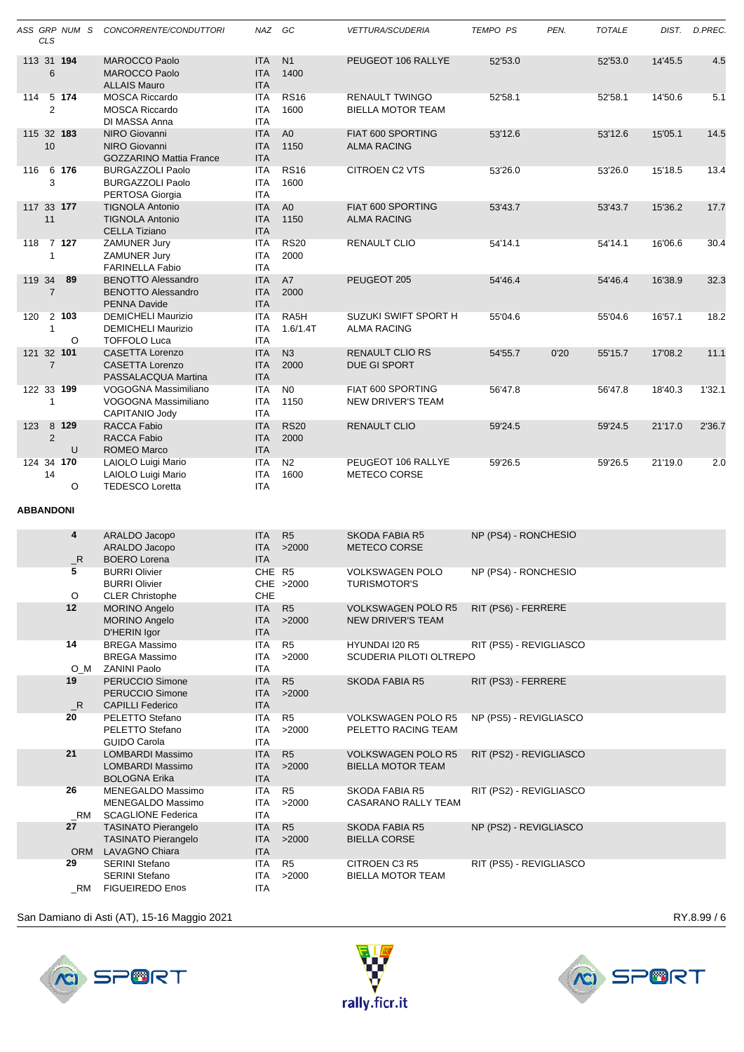| ASS CLS | GRP | NUM | S | CONCORRENTE/CONDUTTORI | NAZ | GC | VETTURA/SCUDERIA | TEMPO PS | PEN. | TOTALE | DIST. | D.PREC. |
|---|---|---|---|---|---|---|---|---|---|---|---|---|
| 113 6 | 31 | 194 | | MAROCCO Paolo / MAROCCO Paolo / ALLAIS Mauro | ITA / ITA / ITA | N1 1400 | PEUGEOT 106 RALLYE | 52'53.0 | | 52'53.0 | 14'45.5 | 4.5 |
| 114 2 | 5 | 174 | | MOSCA Riccardo / MOSCA Riccardo / DI MASSA Anna | ITA / ITA / ITA | RS16 1600 | RENAULT TWINGO / BIELLA MOTOR TEAM | 52'58.1 | | 52'58.1 | 14'50.6 | 5.1 |
| 115 10 | 32 | 183 | | NIRO Giovanni / NIRO Giovanni / GOZZARINO Mattia France | ITA / ITA / ITA | A0 1150 | FIAT 600 SPORTING / ALMA RACING | 53'12.6 | | 53'12.6 | 15'05.1 | 14.5 |
| 116 3 | 6 | 176 | | BURGAZZOLI Paolo / BURGAZZOLI Paolo / PERTOSA Giorgia | ITA / ITA / ITA | RS16 1600 | CITROEN C2 VTS | 53'26.0 | | 53'26.0 | 15'18.5 | 13.4 |
| 117 11 | 33 | 177 | | TIGNOLA Antonio / TIGNOLA Antonio / CELLA Tiziano | ITA / ITA / ITA | A0 1150 | FIAT 600 SPORTING / ALMA RACING | 53'43.7 | | 53'43.7 | 15'36.2 | 17.7 |
| 118 1 | 7 | 127 | | ZAMUNER Jury / ZAMUNER Jury / FARINELLA Fabio | ITA / ITA / ITA | RS20 2000 | RENAULT CLIO | 54'14.1 | | 54'14.1 | 16'06.6 | 30.4 |
| 119 7 | 34 | 89 | | BENOTTO Alessandro / BENOTTO Alessandro / PENNA Davide | ITA / ITA / ITA | A7 2000 | PEUGEOT 205 | 54'46.4 | | 54'46.4 | 16'38.9 | 32.3 |
| 120 1 | 2 | 103 | O | DEMICHELI Maurizio / DEMICHELI Maurizio / TOFFOLO Luca | ITA / ITA / ITA | RA5H 1.6/1.4T | SUZUKI SWIFT SPORT H / ALMA RACING | 55'04.6 | | 55'04.6 | 16'57.1 | 18.2 |
| 121 7 | 32 | 101 | | CASETTA Lorenzo / CASETTA Lorenzo / PASSALACQUA Martina | ITA / ITA / ITA | N3 2000 | RENAULT CLIO RS / DUE GI SPORT | 54'55.7 | 0'20 | 55'15.7 | 17'08.2 | 11.1 |
| 122 1 | 33 | 199 | | VOGOGNA Massimiliano / VOGOGNA Massimiliano / CAPITANIO Jody | ITA / ITA / ITA | N0 1150 | FIAT 600 SPORTING / NEW DRIVER'S TEAM | 56'47.8 | | 56'47.8 | 18'40.3 | 1'32.1 |
| 123 2 | 8 | 129 | U | RACCA Fabio / RACCA Fabio / ROMEO Marco | ITA / ITA / ITA | RS20 2000 | RENAULT CLIO | 59'24.5 | | 59'24.5 | 21'17.0 | 2'36.7 |
| 124 14 | 34 | 170 | O | LAIOLO Luigi Mario / LAIOLO Luigi Mario / TEDESCO Loretta | ITA / ITA / ITA | N2 1600 | PEUGEOT 106 RALLYE / METECO CORSE | 59'26.5 | | 59'26.5 | 21'19.0 | 2.0 |

**ABBANDONI**

| NUM | S | CONCORRENTE/CONDUTTORI | NAZ | GC | VETTURA/SCUDERIA | MOTIVO |
|---|---|---|---|---|---|---|
| 4 | _R | ARALDO Jacopo / ARALDO Jacopo / BOERO Lorena | ITA / ITA / ITA | R5 >2000 | SKODA FABIA R5 / METECO CORSE | NP (PS4) - RONCHESIO |
| 5 | O | BURRI Olivier / BURRI Olivier / CLER Christophe | CHE / CHE / CHE | R5 >2000 | VOLKSWAGEN POLO / TURISMOTOR'S | NP (PS4) - RONCHESIO |
| 12 | | MORINO Angelo / MORINO Angelo / D'HERIN Igor | ITA / ITA / ITA | R5 >2000 | VOLKSWAGEN POLO R5 / NEW DRIVER'S TEAM | RIT (PS6) - FERRERE |
| 14 | O_M | BREGA Massimo / BREGA Massimo / ZANINI Paolo | ITA / ITA / ITA | R5 >2000 | HYUNDAI I20 R5 / SCUDERIA PILOTI OLTREPO | RIT (PS5) - REVIGLIASCO |
| 19 | _R | PERUCCIO Simone / PERUCCIO Simone / CAPILLI Federico | ITA / ITA / ITA | R5 >2000 | SKODA FABIA R5 | RIT (PS3) - FERRERE |
| 20 | | PELETTO Stefano / PELETTO Stefano / GUIDO Carola | ITA / ITA / ITA | R5 >2000 | VOLKSWAGEN POLO R5 / PELETTO RACING TEAM | NP (PS5) - REVIGLIASCO |
| 21 | | LOMBARDI Massimo / LOMBARDI Massimo / BOLOGNA Erika | ITA / ITA / ITA | R5 >2000 | VOLKSWAGEN POLO R5 / BIELLA MOTOR TEAM | RIT (PS2) - REVIGLIASCO |
| 26 | _RM | MENEGALDO Massimo / MENEGALDO Massimo / SCAGLIONE Federica | ITA / ITA / ITA | R5 >2000 | SKODA FABIA R5 / CASARANO RALLY TEAM | RIT (PS2) - REVIGLIASCO |
| 27 | ORM | TASINATO Pierangelo / TASINATO Pierangelo / LAVAGNO Chiara | ITA / ITA / ITA | R5 >2000 | SKODA FABIA R5 / BIELLA CORSE | NP (PS2) - REVIGLIASCO |
| 29 | _RM | SERINI Stefano / SERINI Stefano / FIGUEIREDO Enos | ITA / ITA / ITA | R5 >2000 | CITROEN C3 R5 / BIELLA MOTOR TEAM | RIT (PS5) - REVIGLIASCO |

San Damiano di Asti (AT), 15-16 Maggio 2021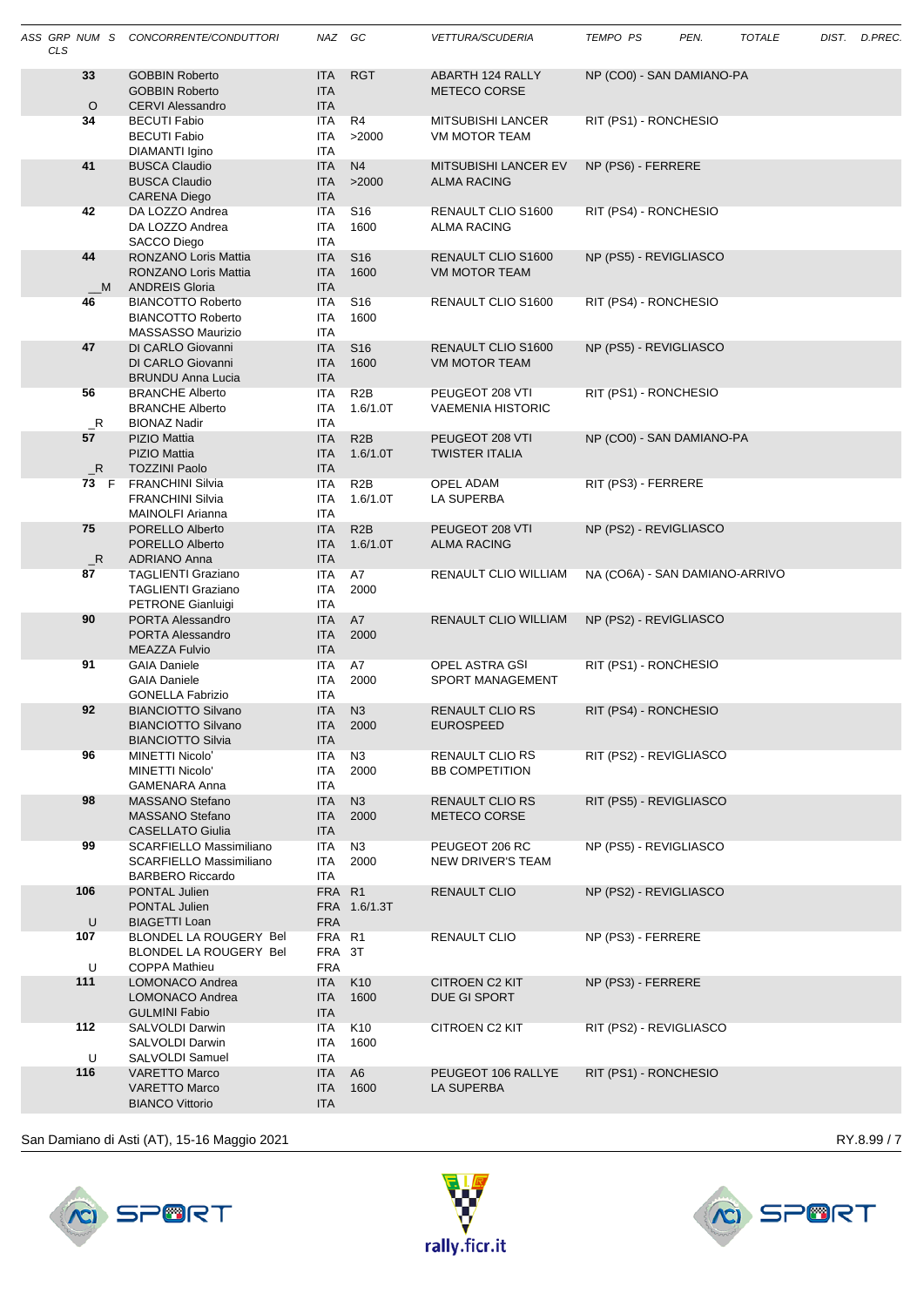| ASS CLS | GRP | NUM | S | CONCORRENTE/CONDUTTORI | NAZ | GC | VETTURA/SCUDERIA | TEMPO PS | PEN. | TOTALE | DIST. | D.PREC. |
|---|---|---|---|---|---|---|---|---|---|---|---|---|
| | | 33 | | GOBBIN Roberto<br>GOBBIN Roberto<br>CERVI Alessandro | ITA<br>ITA<br>ITA | RGT | ABARTH 124 RALLY<br>METECO CORSE | NP (CO0) - SAN DAMIANO-PA | | | | |
| O | | | | | | | | | | | | |
| | | 34 | | BECUTI Fabio<br>BECUTI Fabio<br>DIAMANTI Igino | ITA<br>ITA<br>ITA | R4<br>>2000 | MITSUBISHI LANCER<br>VM MOTOR TEAM | RIT (PS1) - RONCHESIO | | | | |
| | | 41 | | BUSCA Claudio<br>BUSCA Claudio<br>CARENA Diego | ITA<br>ITA<br>ITA | N4<br>>2000 | MITSUBISHI LANCER EV<br>ALMA RACING | NP (PS6) - FERRERE | | | | |
| | | 42 | | DA LOZZO Andrea<br>DA LOZZO Andrea<br>SACCO Diego | ITA<br>ITA<br>ITA | S16<br>1600 | RENAULT CLIO S1600<br>ALMA RACING | RIT (PS4) - RONCHESIO | | | | |
| | | 44 | M | RONZANO Loris Mattia<br>RONZANO Loris Mattia<br>ANDREIS Gloria | ITA<br>ITA<br>ITA | S16<br>1600 | RENAULT CLIO S1600<br>VM MOTOR TEAM | NP (PS5) - REVIGLIASCO | | | | |
| | | 46 | | BIANCOTTO Roberto<br>BIANCOTTO Roberto<br>MASSASSO Maurizio | ITA<br>ITA<br>ITA | S16<br>1600 | RENAULT CLIO S1600 | RIT (PS4) - RONCHESIO | | | | |
| | | 47 | | DI CARLO Giovanni<br>DI CARLO Giovanni<br>BRUNDU Anna Lucia | ITA<br>ITA<br>ITA | S16<br>1600 | RENAULT CLIO S1600<br>VM MOTOR TEAM | NP (PS5) - REVIGLIASCO | | | | |
| | | 56 | R | BRANCHE Alberto<br>BRANCHE Alberto<br>BIONAZ Nadir | ITA<br>ITA<br>ITA | R2B<br>1.6/1.0T | PEUGEOT 208 VTI<br>VAEMENIA HISTORIC | RIT (PS1) - RONCHESIO | | | | |
| | | 57 | R | PIZIO Mattia<br>PIZIO Mattia<br>TOZZINI Paolo | ITA<br>ITA<br>ITA | R2B<br>1.6/1.0T | PEUGEOT 208 VTI<br>TWISTER ITALIA | NP (CO0) - SAN DAMIANO-PA | | | | |
| | | 73 | F | FRANCHINI Silvia<br>FRANCHINI Silvia<br>MAINOLFI Arianna | ITA<br>ITA<br>ITA | R2B<br>1.6/1.0T | OPEL ADAM<br>LA SUPERBA | RIT (PS3) - FERRERE | | | | |
| | | 75 | R | PORELLO Alberto<br>PORELLO Alberto<br>ADRIANO Anna | ITA<br>ITA<br>ITA | R2B<br>1.6/1.0T | PEUGEOT 208 VTI<br>ALMA RACING | NP (PS2) - REVIGLIASCO | | | | |
| | | 87 | | TAGLIENTI Graziano<br>TAGLIENTI Graziano<br>PETRONE Gianluigi | ITA<br>ITA<br>ITA | A7<br>2000 | RENAULT CLIO WILLIAM | NA (CO6A) - SAN DAMIANO-ARRIVO | | | | |
| | | 90 | | PORTA Alessandro<br>PORTA Alessandro<br>MEAZZA Fulvio | ITA<br>ITA<br>ITA | A7<br>2000 | RENAULT CLIO WILLIAM | NP (PS2) - REVIGLIASCO | | | | |
| | | 91 | | GAIA Daniele<br>GAIA Daniele<br>GONELLA Fabrizio | ITA<br>ITA<br>ITA | A7<br>2000 | OPEL ASTRA GSI<br>SPORT MANAGEMENT | RIT (PS1) - RONCHESIO | | | | |
| | | 92 | | BIANCIOTTO Silvano<br>BIANCIOTTO Silvano<br>BIANCIOTTO Silvia | ITA<br>ITA<br>ITA | N3<br>2000 | RENAULT CLIO RS<br>EUROSPEED | RIT (PS4) - RONCHESIO | | | | |
| | | 96 | | MINETTI Nicolo'<br>MINETTI Nicolo'<br>GAMENARA Anna | ITA<br>ITA<br>ITA | N3<br>2000 | RENAULT CLIO RS<br>BB COMPETITION | RIT (PS2) - REVIGLIASCO | | | | |
| | | 98 | | MASSANO Stefano<br>MASSANO Stefano<br>CASELLATO Giulia | ITA<br>ITA<br>ITA | N3<br>2000 | RENAULT CLIO RS<br>METECO CORSE | RIT (PS5) - REVIGLIASCO | | | | |
| | | 99 | | SCARFIELLO Massimiliano<br>SCARFIELLO Massimiliano<br>BARBERO Riccardo | ITA<br>ITA<br>ITA | N3<br>2000 | PEUGEOT 206 RC<br>NEW DRIVER'S TEAM | NP (PS5) - REVIGLIASCO | | | | |
| | | 106 | U | PONTAL Julien<br>PONTAL Julien<br>BIAGETTI Loan | FRA<br>FRA<br>FRA | R1<br>1.6/1.3T | RENAULT CLIO | NP (PS2) - REVIGLIASCO | | | | |
| | | 107 | U | BLONDEL LA ROUGERY Bel<br>BLONDEL LA ROUGERY Bel<br>COPPA Mathieu | FRA<br>FRA<br>FRA | R1<br>3T | RENAULT CLIO | NP (PS3) - FERRERE | | | | |
| | | 111 | | LOMONACO Andrea<br>LOMONACO Andrea<br>GULMINI Fabio | ITA<br>ITA<br>ITA | K10<br>1600 | CITROEN C2 KIT<br>DUE GI SPORT | NP (PS3) - FERRERE | | | | |
| | | 112 | U | SALVOLDI Darwin<br>SALVOLDI Darwin<br>SALVOLDI Samuel | ITA<br>ITA<br>ITA | K10<br>1600 | CITROEN C2 KIT | RIT (PS2) - REVIGLIASCO | | | | |
| | | 116 | | VARETTO Marco<br>VARETTO Marco<br>BIANCO Vittorio | ITA<br>ITA<br>ITA | A6<br>1600 | PEUGEOT 106 RALLYE<br>LA SUPERBA | RIT (PS1) - RONCHESIO | | | | |

San Damiano di Asti (AT), 15-16 Maggio 2021

RY.8.99 / 7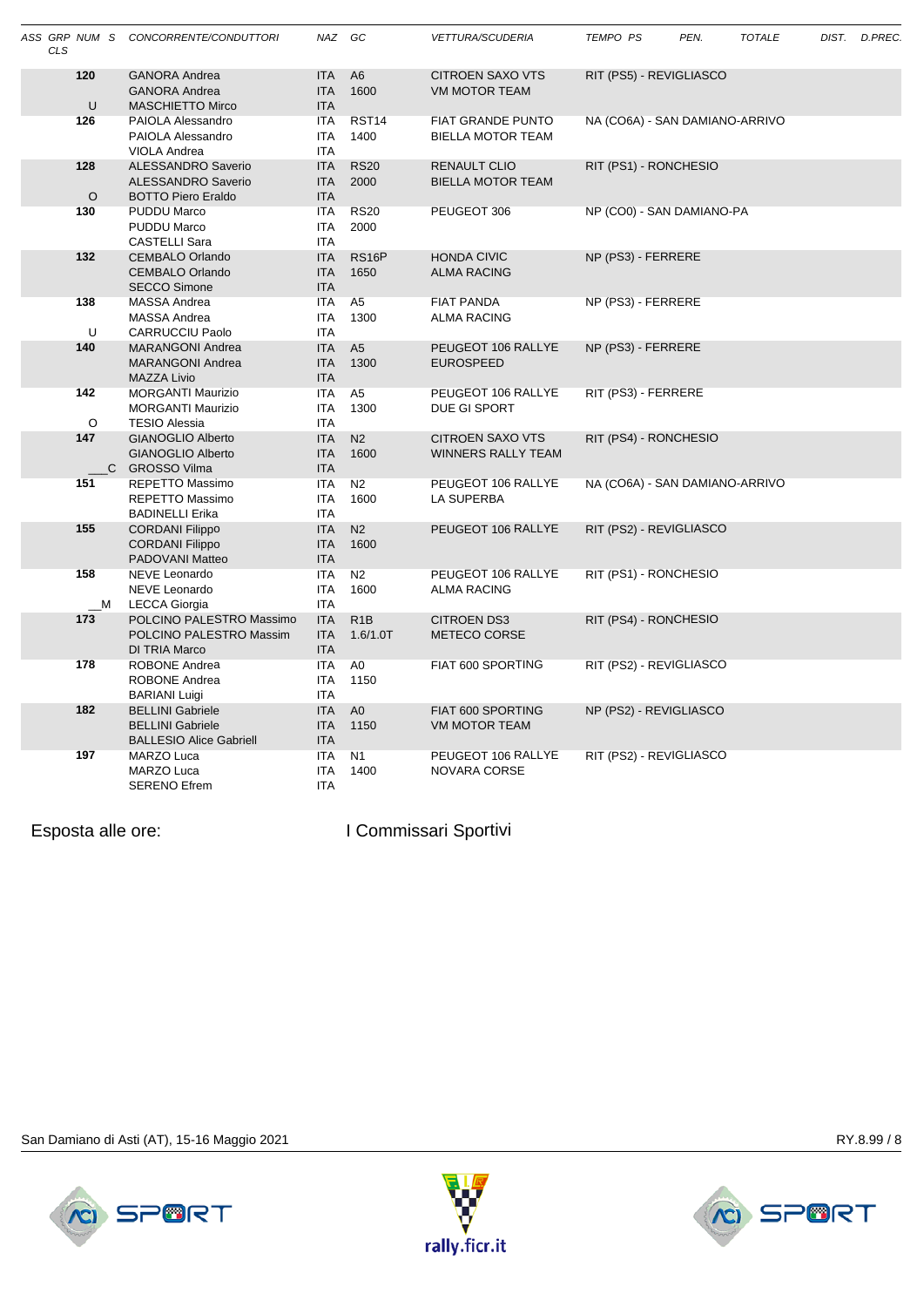| ASS CLS | GRP | NUM | S | CONCORRENTE/CONDUTTORI | NAZ | GC | VETTURA/SCUDERIA | TEMPO PS | PEN. | TOTALE | DIST. | D.PREC. |
|---|---|---|---|---|---|---|---|---|---|---|---|---|
| | | 120 | U | GANORA Andrea<br>GANORA Andrea<br>MASCHIETTO Mirco | ITA<br>ITA<br>ITA | A6<br>1600 | CITROEN SAXO VTS<br>VM MOTOR TEAM | RIT (PS5) - REVIGLIASCO | | | | |
| | | 126 | | PAIOLA Alessandro<br>PAIOLA Alessandro<br>VIOLA Andrea | ITA<br>ITA<br>ITA | RST14<br>1400 | FIAT GRANDE PUNTO<br>BIELLA MOTOR TEAM | NA (CO6A) - SAN DAMIANO-ARRIVO | | | | |
| | | 128 | O | ALESSANDRO Saverio<br>ALESSANDRO Saverio<br>BOTTO Piero Eraldo | ITA<br>ITA<br>ITA | RS20<br>2000 | RENAULT CLIO<br>BIELLA MOTOR TEAM | RIT (PS1) - RONCHESIO | | | | |
| | | 130 | | PUDDU Marco<br>PUDDU Marco<br>CASTELLI Sara | ITA<br>ITA<br>ITA | RS20<br>2000 | PEUGEOT 306 | NP (CO0) - SAN DAMIANO-PA | | | | |
| | | 132 | | CEMBALO Orlando<br>CEMBALO Orlando<br>SECCO Simone | ITA<br>ITA<br>ITA | RS16P<br>1650 | HONDA CIVIC<br>ALMA RACING | NP (PS3) - FERRERE | | | | |
| | | 138 | U | MASSA Andrea<br>MASSA Andrea<br>CARRUCCIU Paolo | ITA<br>ITA<br>ITA | A5<br>1300 | FIAT PANDA<br>ALMA RACING | NP (PS3) - FERRERE | | | | |
| | | 140 | | MARANGONI Andrea<br>MARANGONI Andrea<br>MAZZA Livio | ITA<br>ITA<br>ITA | A5<br>1300 | PEUGEOT 106 RALLYE<br>EUROSPEED | NP (PS3) - FERRERE | | | | |
| | | 142 | O | MORGANTI Maurizio<br>MORGANTI Maurizio<br>TESIO Alessia | ITA<br>ITA<br>ITA | A5<br>1300 | PEUGEOT 106 RALLYE<br>DUE GI SPORT | RIT (PS3) - FERRERE | | | | |
| | | 147 | C | GIANOGLIO Alberto<br>GIANOGLIO Alberto<br>GROSSO Vilma | ITA<br>ITA<br>ITA | N2<br>1600 | CITROEN SAXO VTS<br>WINNERS RALLY TEAM | RIT (PS4) - RONCHESIO | | | | |
| | | 151 | | REPETTO Massimo<br>REPETTO Massimo<br>BADINELLI Erika | ITA<br>ITA<br>ITA | N2<br>1600 | PEUGEOT 106 RALLYE<br>LA SUPERBA | NA (CO6A) - SAN DAMIANO-ARRIVO | | | | |
| | | 155 | | CORDANI Filippo<br>CORDANI Filippo<br>PADOVANI Matteo | ITA<br>ITA<br>ITA | N2<br>1600 | PEUGEOT 106 RALLYE | RIT (PS2) - REVIGLIASCO | | | | |
| | | 158 | M | NEVE Leonardo<br>NEVE Leonardo<br>LECCA Giorgia | ITA<br>ITA<br>ITA | N2<br>1600 | PEUGEOT 106 RALLYE<br>ALMA RACING | RIT (PS1) - RONCHESIO | | | | |
| | | 173 | | POLCINO PALESTRO Massimo<br>POLCINO PALESTRO Massim<br>DI TRIA Marco | ITA<br>ITA<br>ITA | R1B<br>1.6/1.0T | CITROEN DS3<br>METECO CORSE | RIT (PS4) - RONCHESIO | | | | |
| | | 178 | | ROBONE Andrea<br>ROBONE Andrea<br>BARIANI Luigi | ITA<br>ITA<br>ITA | A0<br>1150 | FIAT 600 SPORTING | RIT (PS2) - REVIGLIASCO | | | | |
| | | 182 | | BELLINI Gabriele<br>BELLINI Gabriele<br>BALLESIO Alice Gabriell | ITA<br>ITA<br>ITA | A0<br>1150 | FIAT 600 SPORTING<br>VM MOTOR TEAM | NP (PS2) - REVIGLIASCO | | | | |
| | | 197 | | MARZO Luca<br>MARZO Luca<br>SERENO Efrem | ITA<br>ITA<br>ITA | N1<br>1400 | PEUGEOT 106 RALLYE<br>NOVARA CORSE | RIT (PS2) - REVIGLIASCO | | | | |

Esposta alle ore:

I Commissari Sportivi

San Damiano di Asti (AT), 15-16 Maggio 2021